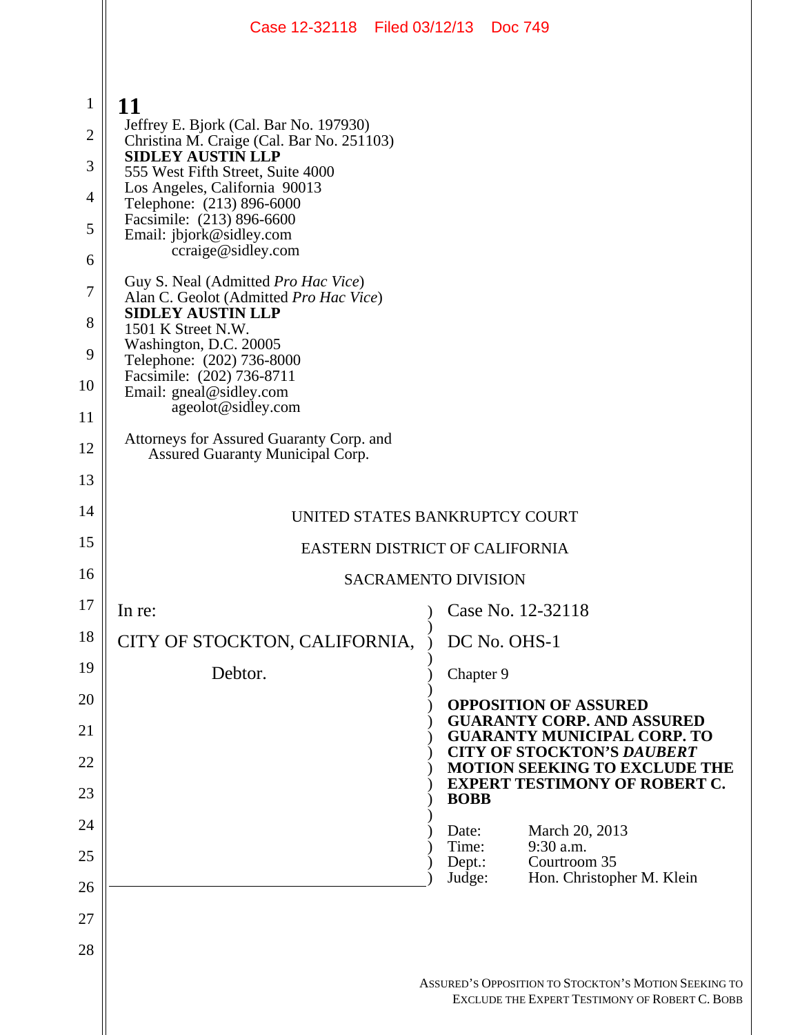**11**

Jeffrey E. Bjork (Cal. Bar No. 197930)
Christina M. Craige (Cal. Bar No. 251103)
**SIDLEY AUSTIN LLP**
555 West Fifth Street, Suite 4000
Los Angeles, California 90013
Telephone: (213) 896-6000
Facsimile: (213) 896-6600
Email: jbjork@sidley.com
ccraige@sidley.com

Guy S. Neal (Admitted *Pro Hac Vice*)
Alan C. Geolot (Admitted *Pro Hac Vice*)
**SIDLEY AUSTIN LLP**
1501 K Street N.W.
Washington, D.C. 20005
Telephone: (202) 736-8000
Facsimile: (202) 736-8711
Email: gneal@sidley.com
ageolot@sidley.com

Attorneys for Assured Guaranty Corp. and Assured Guaranty Municipal Corp.

UNITED STATES BANKRUPTCY COURT

EASTERN DISTRICT OF CALIFORNIA

SACRAMENTO DIVISION

In re:

CITY OF STOCKTON, CALIFORNIA,

Debtor.

Case No. 12-32118

DC No. OHS-1

Chapter 9

**OPPOSITION OF ASSURED GUARANTY CORP. AND ASSURED GUARANTY MUNICIPAL CORP. TO CITY OF STOCKTON'S *DAUBERT* MOTION SEEKING TO EXCLUDE THE EXPERT TESTIMONY OF ROBERT C. BOBB**

Date: March 20, 2013
Time: 9:30 a.m.
Dept.: Courtroom 35
Judge: Hon. Christopher M. Klein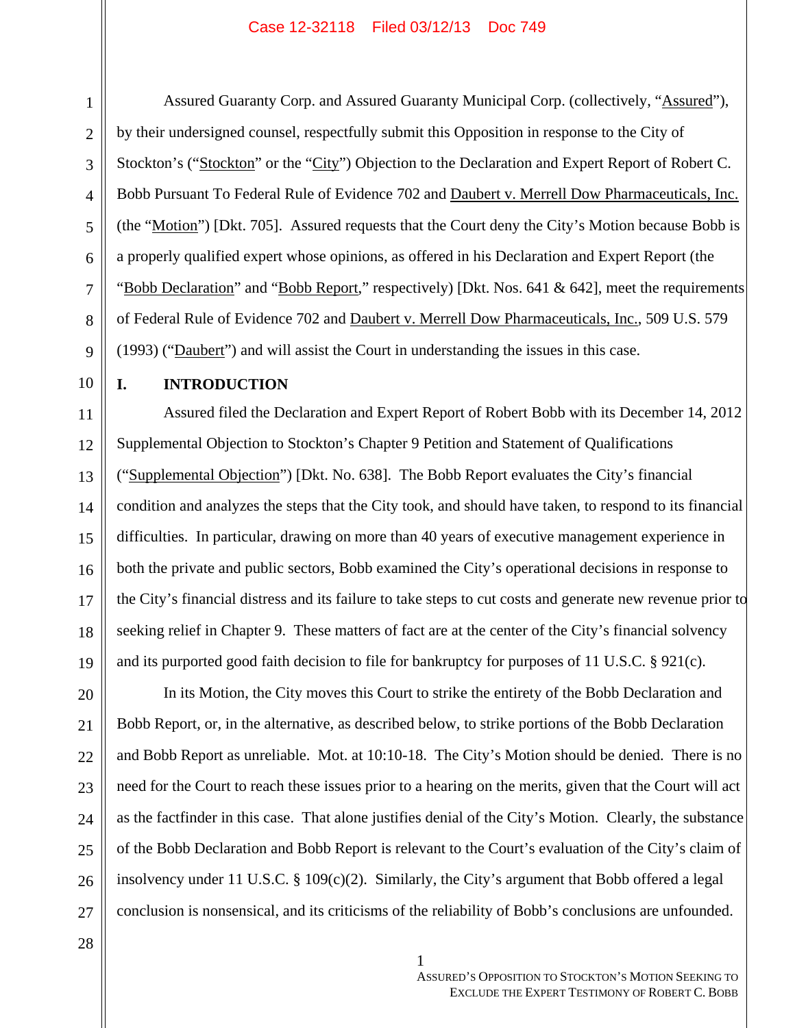Assured Guaranty Corp. and Assured Guaranty Municipal Corp. (collectively, "Assured"), by their undersigned counsel, respectfully submit this Opposition in response to the City of Stockton's ("Stockton" or the "City") Objection to the Declaration and Expert Report of Robert C. Bobb Pursuant To Federal Rule of Evidence 702 and Daubert v. Merrell Dow Pharmaceuticals, Inc. (the "Motion") [Dkt. 705]. Assured requests that the Court deny the City's Motion because Bobb is a properly qualified expert whose opinions, as offered in his Declaration and Expert Report (the "Bobb Declaration" and "Bobb Report," respectively) [Dkt. Nos. 641 & 642], meet the requirements of Federal Rule of Evidence 702 and Daubert v. Merrell Dow Pharmaceuticals, Inc., 509 U.S. 579 (1993) ("Daubert") and will assist the Court in understanding the issues in this case.

## I. INTRODUCTION

Assured filed the Declaration and Expert Report of Robert Bobb with its December 14, 2012 Supplemental Objection to Stockton's Chapter 9 Petition and Statement of Qualifications ("Supplemental Objection") [Dkt. No. 638]. The Bobb Report evaluates the City's financial condition and analyzes the steps that the City took, and should have taken, to respond to its financial difficulties. In particular, drawing on more than 40 years of executive management experience in both the private and public sectors, Bobb examined the City's operational decisions in response to the City's financial distress and its failure to take steps to cut costs and generate new revenue prior to seeking relief in Chapter 9. These matters of fact are at the center of the City's financial solvency and its purported good faith decision to file for bankruptcy for purposes of 11 U.S.C. § 921(c).

In its Motion, the City moves this Court to strike the entirety of the Bobb Declaration and Bobb Report, or, in the alternative, as described below, to strike portions of the Bobb Declaration and Bobb Report as unreliable. Mot. at 10:10-18. The City's Motion should be denied. There is no need for the Court to reach these issues prior to a hearing on the merits, given that the Court will act as the factfinder in this case. That alone justifies denial of the City's Motion. Clearly, the substance of the Bobb Declaration and Bobb Report is relevant to the Court's evaluation of the City's claim of insolvency under 11 U.S.C. § 109(c)(2). Similarly, the City's argument that Bobb offered a legal conclusion is nonsensical, and its criticisms of the reliability of Bobb's conclusions are unfounded.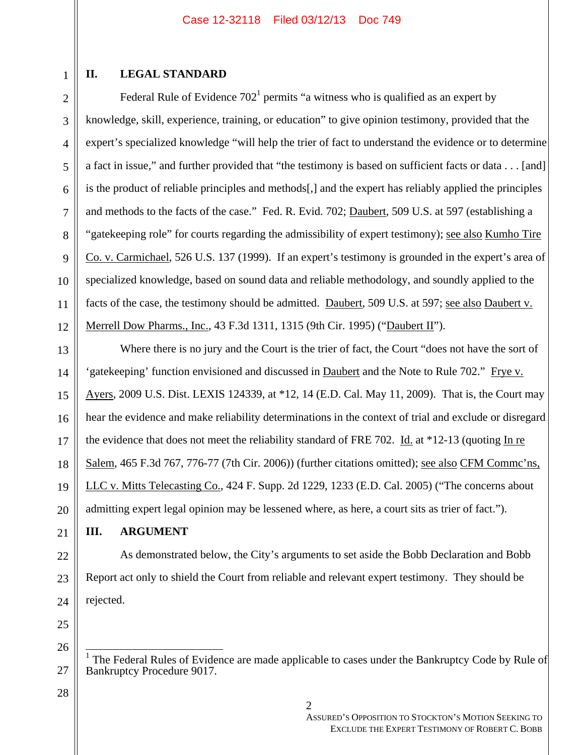## II. LEGAL STANDARD

Federal Rule of Evidence 702[1] permits "a witness who is qualified as an expert by knowledge, skill, experience, training, or education" to give opinion testimony, provided that the expert's specialized knowledge "will help the trier of fact to understand the evidence or to determine a fact in issue," and further provided that "the testimony is based on sufficient facts or data . . . [and] is the product of reliable principles and methods[,] and the expert has reliably applied the principles and methods to the facts of the case." Fed. R. Evid. 702; Daubert, 509 U.S. at 597 (establishing a "gatekeeping role" for courts regarding the admissibility of expert testimony); see also Kumho Tire Co. v. Carmichael, 526 U.S. 137 (1999). If an expert's testimony is grounded in the expert's area of specialized knowledge, based on sound data and reliable methodology, and soundly applied to the facts of the case, the testimony should be admitted. Daubert, 509 U.S. at 597; see also Daubert v. Merrell Dow Pharms., Inc., 43 F.3d 1311, 1315 (9th Cir. 1995) ("Daubert II").

Where there is no jury and the Court is the trier of fact, the Court "does not have the sort of 'gatekeeping' function envisioned and discussed in Daubert and the Note to Rule 702." Frye v. Ayers, 2009 U.S. Dist. LEXIS 124339, at *12, 14 (E.D. Cal. May 11, 2009). That is, the Court may hear the evidence and make reliability determinations in the context of trial and exclude or disregard the evidence that does not meet the reliability standard of FRE 702. Id. at *12-13 (quoting In re Salem, 465 F.3d 767, 776-77 (7th Cir. 2006)) (further citations omitted); see also CFM Commc'ns, LLC v. Mitts Telecasting Co., 424 F. Supp. 2d 1229, 1233 (E.D. Cal. 2005) ("The concerns about admitting expert legal opinion may be lessened where, as here, a court sits as trier of fact.").

## III. ARGUMENT

As demonstrated below, the City's arguments to set aside the Bobb Declaration and Bobb Report act only to shield the Court from reliable and relevant expert testimony. They should be rejected.

---

[1] The Federal Rules of Evidence are made applicable to cases under the Bankruptcy Code by Rule of Bankruptcy Procedure 9017.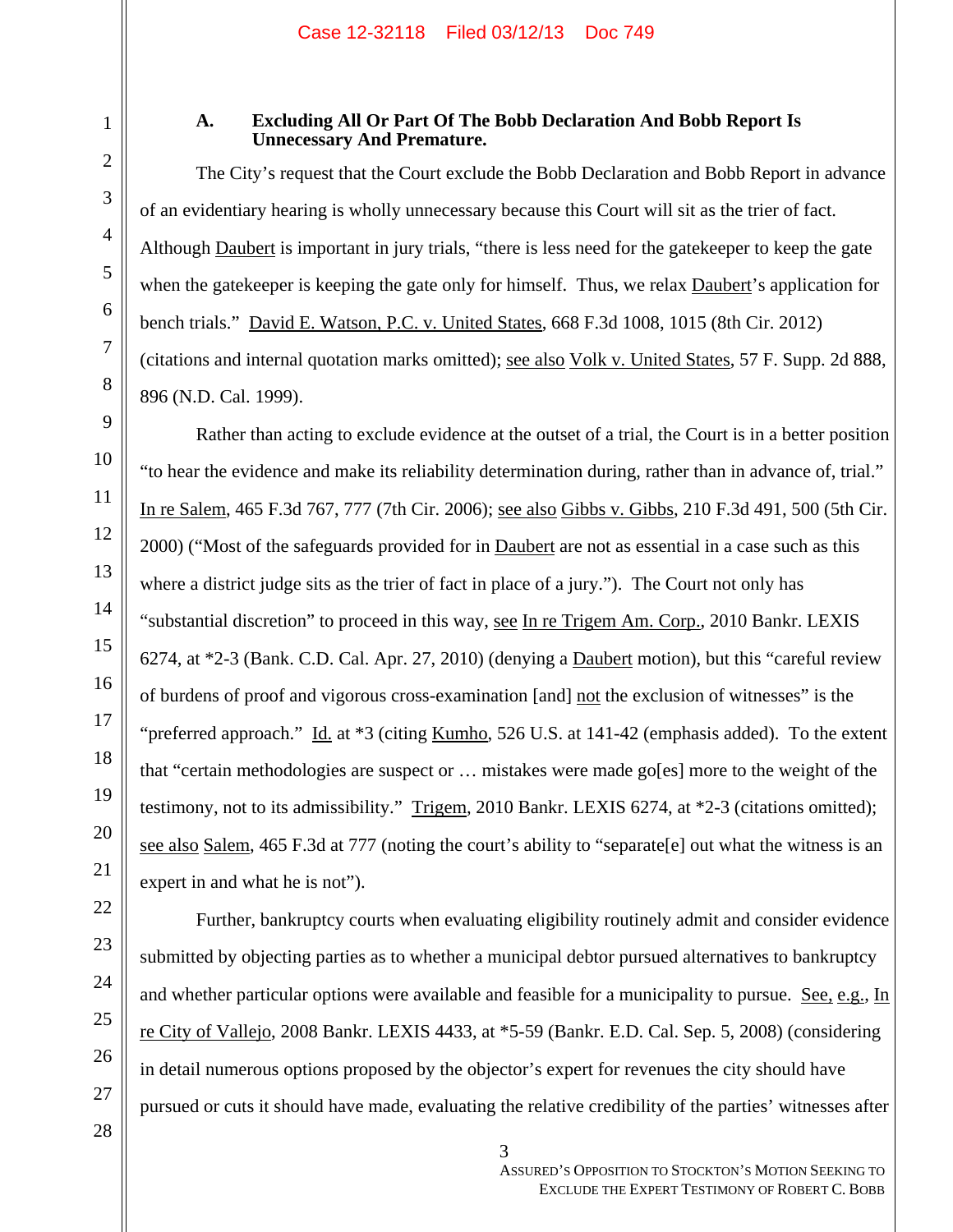### A. Excluding All Or Part Of The Bobb Declaration And Bobb Report Is Unnecessary And Premature.

The City's request that the Court exclude the Bobb Declaration and Bobb Report in advance of an evidentiary hearing is wholly unnecessary because this Court will sit as the trier of fact. Although Daubert is important in jury trials, "there is less need for the gatekeeper to keep the gate when the gatekeeper is keeping the gate only for himself. Thus, we relax Daubert's application for bench trials." David E. Watson, P.C. v. United States, 668 F.3d 1008, 1015 (8th Cir. 2012) (citations and internal quotation marks omitted); see also Volk v. United States, 57 F. Supp. 2d 888, 896 (N.D. Cal. 1999).

Rather than acting to exclude evidence at the outset of a trial, the Court is in a better position "to hear the evidence and make its reliability determination during, rather than in advance of, trial." In re Salem, 465 F.3d 767, 777 (7th Cir. 2006); see also Gibbs v. Gibbs, 210 F.3d 491, 500 (5th Cir. 2000) ("Most of the safeguards provided for in Daubert are not as essential in a case such as this where a district judge sits as the trier of fact in place of a jury."). The Court not only has "substantial discretion" to proceed in this way, see In re Trigem Am. Corp., 2010 Bankr. LEXIS 6274, at *2-3 (Bank. C.D. Cal. Apr. 27, 2010) (denying a Daubert motion), but this "careful review of burdens of proof and vigorous cross-examination [and] not the exclusion of witnesses" is the "preferred approach." Id. at *3 (citing Kumho, 526 U.S. at 141-42 (emphasis added). To the extent that "certain methodologies are suspect or … mistakes were made go[es] more to the weight of the testimony, not to its admissibility." Trigem, 2010 Bankr. LEXIS 6274, at *2-3 (citations omitted); see also Salem, 465 F.3d at 777 (noting the court's ability to "separate[e] out what the witness is an expert in and what he is not").

Further, bankruptcy courts when evaluating eligibility routinely admit and consider evidence submitted by objecting parties as to whether a municipal debtor pursued alternatives to bankruptcy and whether particular options were available and feasible for a municipality to pursue. See, e.g., In re City of Vallejo, 2008 Bankr. LEXIS 4433, at *5-59 (Bankr. E.D. Cal. Sep. 5, 2008) (considering in detail numerous options proposed by the objector's expert for revenues the city should have pursued or cuts it should have made, evaluating the relative credibility of the parties' witnesses after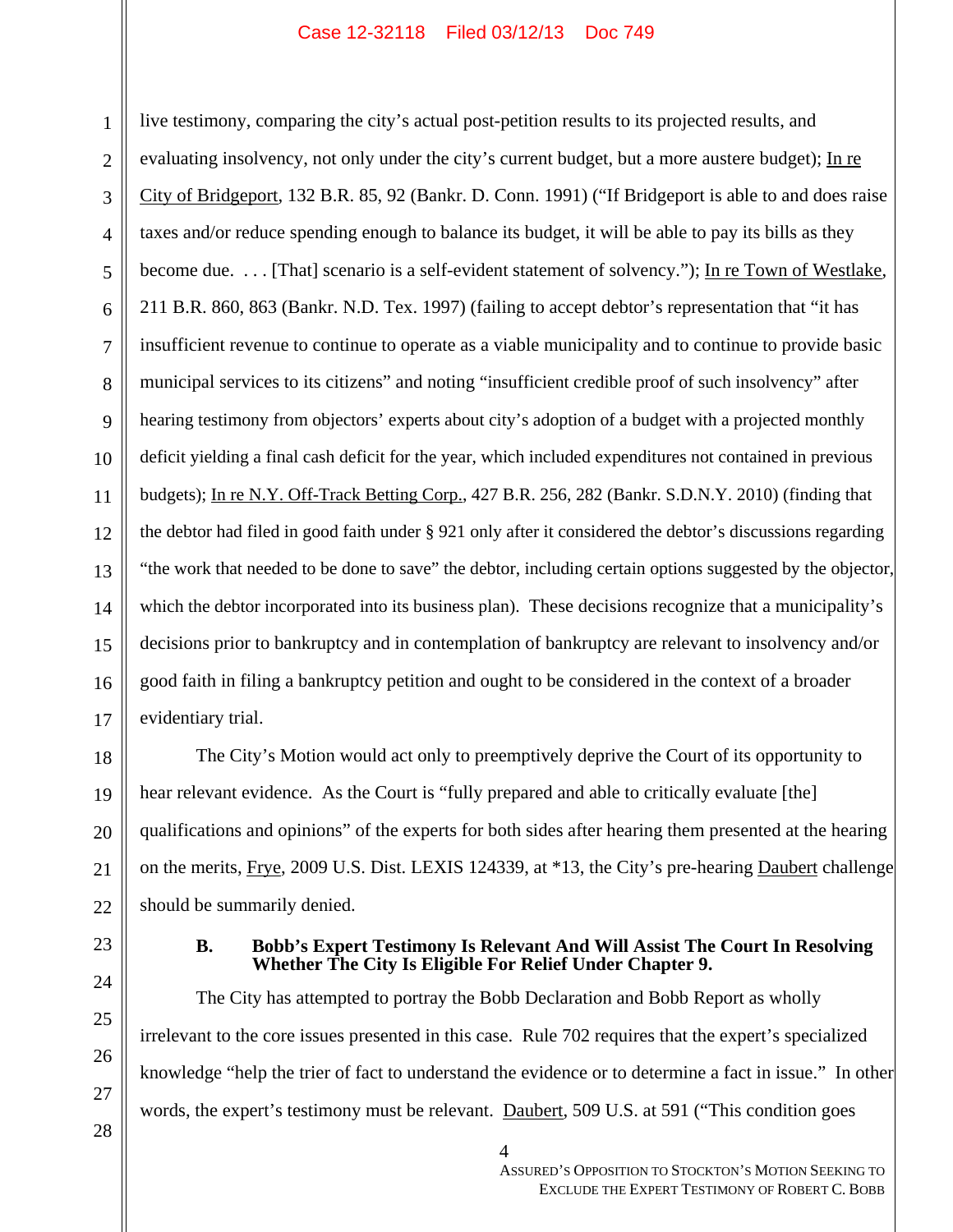live testimony, comparing the city's actual post-petition results to its projected results, and evaluating insolvency, not only under the city's current budget, but a more austere budget); In re City of Bridgeport, 132 B.R. 85, 92 (Bankr. D. Conn. 1991) ("If Bridgeport is able to and does raise taxes and/or reduce spending enough to balance its budget, it will be able to pay its bills as they become due. . . . [That] scenario is a self-evident statement of solvency."); In re Town of Westlake, 211 B.R. 860, 863 (Bankr. N.D. Tex. 1997) (failing to accept debtor's representation that "it has insufficient revenue to continue to operate as a viable municipality and to continue to provide basic municipal services to its citizens" and noting "insufficient credible proof of such insolvency" after hearing testimony from objectors' experts about city's adoption of a budget with a projected monthly deficit yielding a final cash deficit for the year, which included expenditures not contained in previous budgets); In re N.Y. Off-Track Betting Corp., 427 B.R. 256, 282 (Bankr. S.D.N.Y. 2010) (finding that the debtor had filed in good faith under § 921 only after it considered the debtor's discussions regarding "the work that needed to be done to save" the debtor, including certain options suggested by the objector, which the debtor incorporated into its business plan). These decisions recognize that a municipality's decisions prior to bankruptcy and in contemplation of bankruptcy are relevant to insolvency and/or good faith in filing a bankruptcy petition and ought to be considered in the context of a broader evidentiary trial.

The City's Motion would act only to preemptively deprive the Court of its opportunity to hear relevant evidence. As the Court is "fully prepared and able to critically evaluate [the] qualifications and opinions" of the experts for both sides after hearing them presented at the hearing on the merits, Frye, 2009 U.S. Dist. LEXIS 124339, at *13, the City's pre-hearing Daubert challenge should be summarily denied.

### B. Bobb's Expert Testimony Is Relevant And Will Assist The Court In Resolving Whether The City Is Eligible For Relief Under Chapter 9.

The City has attempted to portray the Bobb Declaration and Bobb Report as wholly irrelevant to the core issues presented in this case. Rule 702 requires that the expert's specialized knowledge "help the trier of fact to understand the evidence or to determine a fact in issue." In other words, the expert's testimony must be relevant. Daubert, 509 U.S. at 591 ("This condition goes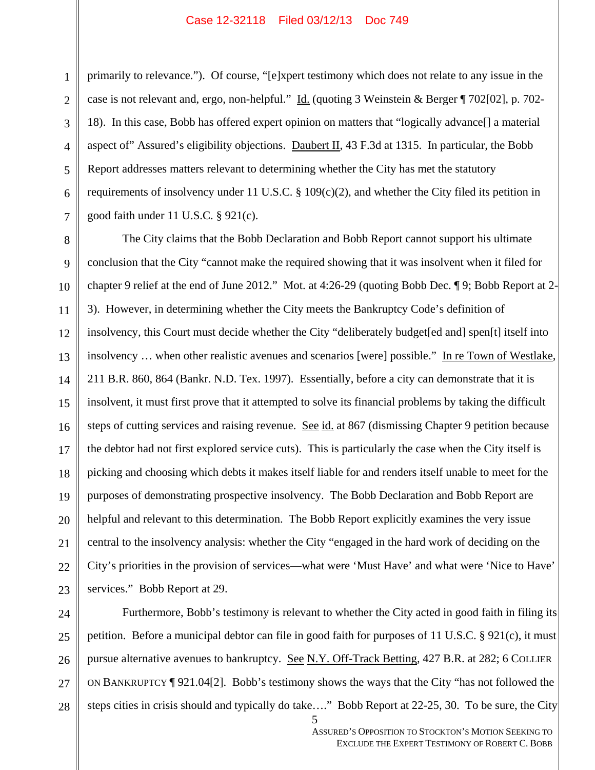primarily to relevance."). Of course, "[e]xpert testimony which does not relate to any issue in the case is not relevant and, ergo, non-helpful." Id. (quoting 3 Weinstein & Berger ¶ 702[02], p. 702-18). In this case, Bobb has offered expert opinion on matters that "logically advance[] a material aspect of" Assured's eligibility objections. Daubert II, 43 F.3d at 1315. In particular, the Bobb Report addresses matters relevant to determining whether the City has met the statutory requirements of insolvency under 11 U.S.C. § 109(c)(2), and whether the City filed its petition in good faith under 11 U.S.C. § 921(c).

The City claims that the Bobb Declaration and Bobb Report cannot support his ultimate conclusion that the City "cannot make the required showing that it was insolvent when it filed for chapter 9 relief at the end of June 2012." Mot. at 4:26-29 (quoting Bobb Dec. ¶ 9; Bobb Report at 2-3). However, in determining whether the City meets the Bankruptcy Code's definition of insolvency, this Court must decide whether the City "deliberately budget[ed and] spen[t] itself into insolvency … when other realistic avenues and scenarios [were] possible." In re Town of Westlake, 211 B.R. 860, 864 (Bankr. N.D. Tex. 1997). Essentially, before a city can demonstrate that it is insolvent, it must first prove that it attempted to solve its financial problems by taking the difficult steps of cutting services and raising revenue. See id. at 867 (dismissing Chapter 9 petition because the debtor had not first explored service cuts). This is particularly the case when the City itself is picking and choosing which debts it makes itself liable for and renders itself unable to meet for the purposes of demonstrating prospective insolvency. The Bobb Declaration and Bobb Report are helpful and relevant to this determination. The Bobb Report explicitly examines the very issue central to the insolvency analysis: whether the City "engaged in the hard work of deciding on the City's priorities in the provision of services—what were 'Must Have' and what were 'Nice to Have' services." Bobb Report at 29.

Furthermore, Bobb's testimony is relevant to whether the City acted in good faith in filing its petition. Before a municipal debtor can file in good faith for purposes of 11 U.S.C. § 921(c), it must pursue alternative avenues to bankruptcy. See N.Y. Off-Track Betting, 427 B.R. at 282; 6 COLLIER ON BANKRUPTCY ¶ 921.04[2]. Bobb's testimony shows the ways that the City "has not followed the steps cities in crisis should and typically do take…." Bobb Report at 22-25, 30. To be sure, the City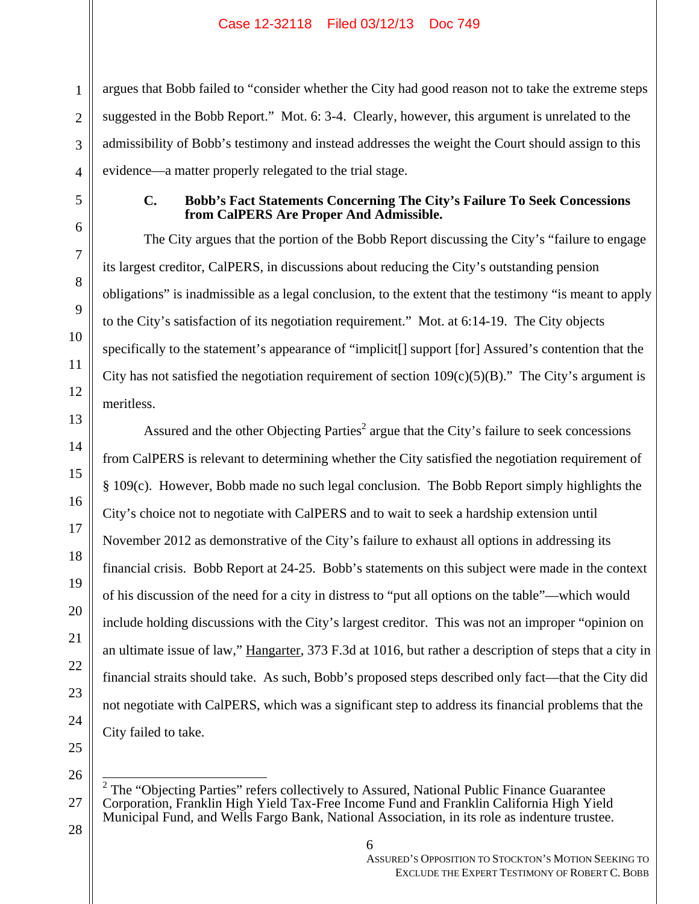argues that Bobb failed to "consider whether the City had good reason not to take the extreme steps suggested in the Bobb Report." Mot. 6: 3-4. Clearly, however, this argument is unrelated to the admissibility of Bobb's testimony and instead addresses the weight the Court should assign to this evidence—a matter properly relegated to the trial stage.

### C. Bobb's Fact Statements Concerning The City's Failure To Seek Concessions from CalPERS Are Proper And Admissible.

The City argues that the portion of the Bobb Report discussing the City's "failure to engage its largest creditor, CalPERS, in discussions about reducing the City's outstanding pension obligations" is inadmissible as a legal conclusion, to the extent that the testimony "is meant to apply to the City's satisfaction of its negotiation requirement." Mot. at 6:14-19. The City objects specifically to the statement's appearance of "implicit[] support [for] Assured's contention that the City has not satisfied the negotiation requirement of section 109(c)(5)(B)." The City's argument is meritless.

Assured and the other Objecting Parties[2] argue that the City's failure to seek concessions from CalPERS is relevant to determining whether the City satisfied the negotiation requirement of § 109(c). However, Bobb made no such legal conclusion. The Bobb Report simply highlights the City's choice not to negotiate with CalPERS and to wait to seek a hardship extension until November 2012 as demonstrative of the City's failure to exhaust all options in addressing its financial crisis. Bobb Report at 24-25. Bobb's statements on this subject were made in the context of his discussion of the need for a city in distress to "put all options on the table"—which would include holding discussions with the City's largest creditor. This was not an improper "opinion on an ultimate issue of law," Hangarter, 373 F.3d at 1016, but rather a description of steps that a city in financial straits should take. As such, Bobb's proposed steps described only fact—that the City did not negotiate with CalPERS, which was a significant step to address its financial problems that the City failed to take.

[2] The "Objecting Parties" refers collectively to Assured, National Public Finance Guarantee Corporation, Franklin High Yield Tax-Free Income Fund and Franklin California High Yield Municipal Fund, and Wells Fargo Bank, National Association, in its role as indenture trustee.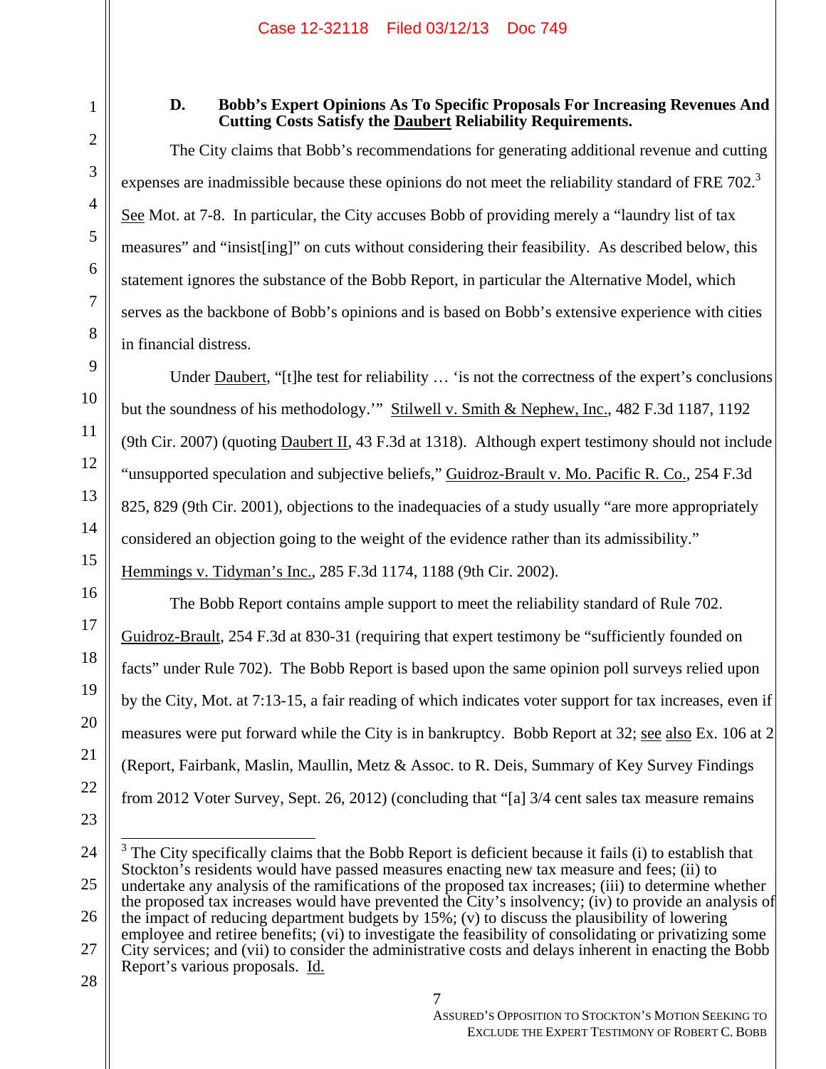### D. Bobb's Expert Opinions As To Specific Proposals For Increasing Revenues And Cutting Costs Satisfy the Daubert Reliability Requirements.

The City claims that Bobb's recommendations for generating additional revenue and cutting expenses are inadmissible because these opinions do not meet the reliability standard of FRE 702.[3] See Mot. at 7-8. In particular, the City accuses Bobb of providing merely a "laundry list of tax measures" and "insist[ing]" on cuts without considering their feasibility. As described below, this statement ignores the substance of the Bobb Report, in particular the Alternative Model, which serves as the backbone of Bobb's opinions and is based on Bobb's extensive experience with cities in financial distress.

Under Daubert, "[t]he test for reliability … 'is not the correctness of the expert's conclusions but the soundness of his methodology.'" Stilwell v. Smith & Nephew, Inc., 482 F.3d 1187, 1192 (9th Cir. 2007) (quoting Daubert II, 43 F.3d at 1318). Although expert testimony should not include "unsupported speculation and subjective beliefs," Guidroz-Brault v. Mo. Pacific R. Co., 254 F.3d 825, 829 (9th Cir. 2001), objections to the inadequacies of a study usually "are more appropriately considered an objection going to the weight of the evidence rather than its admissibility." Hemmings v. Tidyman's Inc., 285 F.3d 1174, 1188 (9th Cir. 2002).

The Bobb Report contains ample support to meet the reliability standard of Rule 702. Guidroz-Brault, 254 F.3d at 830-31 (requiring that expert testimony be "sufficiently founded on facts" under Rule 702). The Bobb Report is based upon the same opinion poll surveys relied upon by the City, Mot. at 7:13-15, a fair reading of which indicates voter support for tax increases, even if measures were put forward while the City is in bankruptcy. Bobb Report at 32; see also Ex. 106 at 2 (Report, Fairbank, Maslin, Maullin, Metz & Assoc. to R. Deis, Summary of Key Survey Findings from 2012 Voter Survey, Sept. 26, 2012) (concluding that "[a] 3/4 cent sales tax measure remains

---

[3] The City specifically claims that the Bobb Report is deficient because it fails (i) to establish that Stockton's residents would have passed measures enacting new tax measure and fees; (ii) to undertake any analysis of the ramifications of the proposed tax increases; (iii) to determine whether the proposed tax increases would have prevented the City's insolvency; (iv) to provide an analysis of the impact of reducing department budgets by 15%; (v) to discuss the plausibility of lowering employee and retiree benefits; (vi) to investigate the feasibility of consolidating or privatizing some City services; and (vii) to consider the administrative costs and delays inherent in enacting the Bobb Report's various proposals. Id.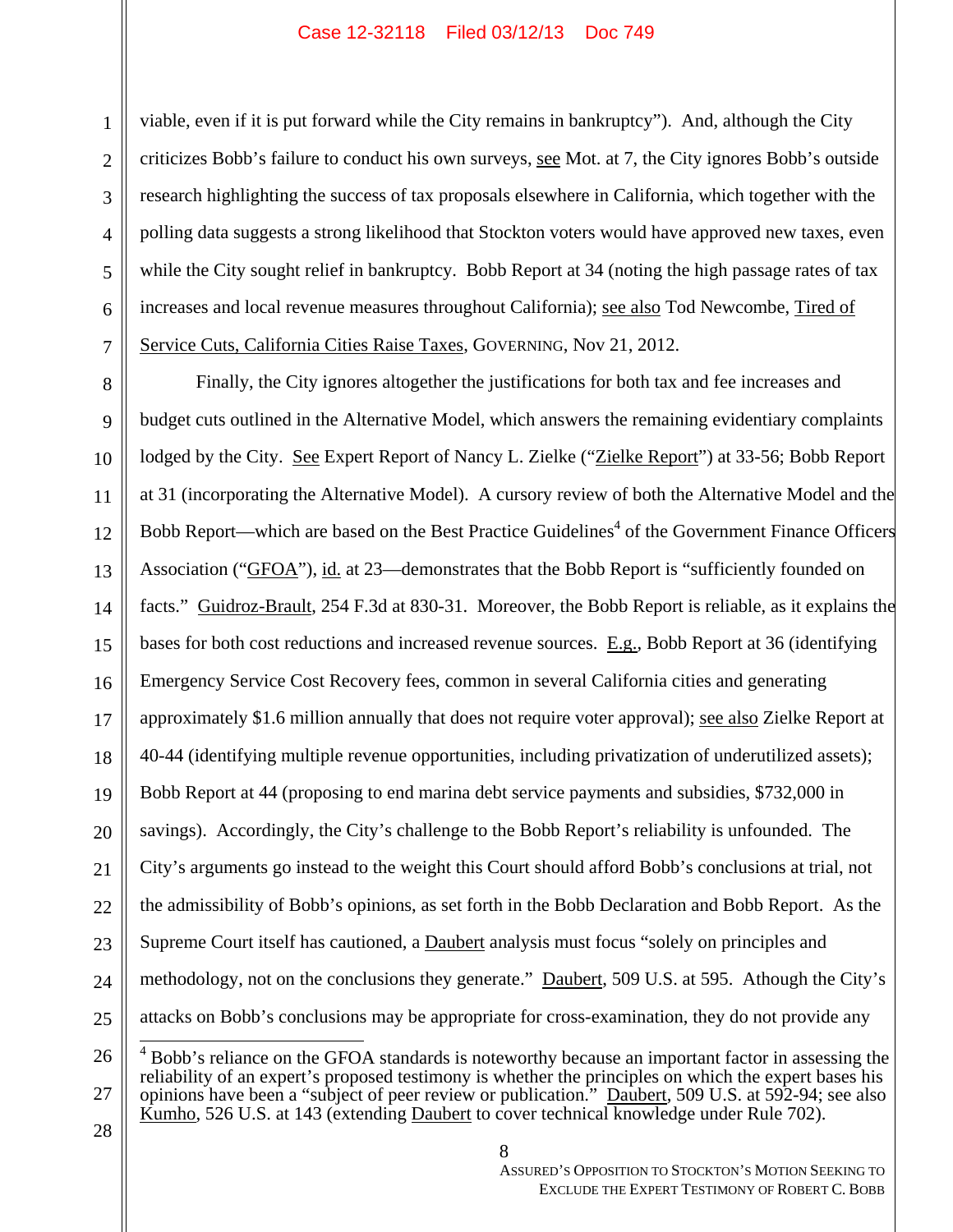viable, even if it is put forward while the City remains in bankruptcy"). And, although the City criticizes Bobb's failure to conduct his own surveys, see Mot. at 7, the City ignores Bobb's outside research highlighting the success of tax proposals elsewhere in California, which together with the polling data suggests a strong likelihood that Stockton voters would have approved new taxes, even while the City sought relief in bankruptcy. Bobb Report at 34 (noting the high passage rates of tax increases and local revenue measures throughout California); see also Tod Newcombe, Tired of Service Cuts, California Cities Raise Taxes, GOVERNING, Nov 21, 2012.

Finally, the City ignores altogether the justifications for both tax and fee increases and budget cuts outlined in the Alternative Model, which answers the remaining evidentiary complaints lodged by the City. See Expert Report of Nancy L. Zielke ("Zielke Report") at 33-56; Bobb Report at 31 (incorporating the Alternative Model). A cursory review of both the Alternative Model and the Bobb Report—which are based on the Best Practice Guidelines[4] of the Government Finance Officers Association ("GFOA"), id. at 23—demonstrates that the Bobb Report is "sufficiently founded on facts." Guidroz-Brault, 254 F.3d at 830-31. Moreover, the Bobb Report is reliable, as it explains the bases for both cost reductions and increased revenue sources. E.g., Bobb Report at 36 (identifying Emergency Service Cost Recovery fees, common in several California cities and generating approximately $1.6 million annually that does not require voter approval); see also Zielke Report at 40-44 (identifying multiple revenue opportunities, including privatization of underutilized assets); Bobb Report at 44 (proposing to end marina debt service payments and subsidies, $732,000 in savings). Accordingly, the City's challenge to the Bobb Report's reliability is unfounded. The City's arguments go instead to the weight this Court should afford Bobb's conclusions at trial, not the admissibility of Bobb's opinions, as set forth in the Bobb Declaration and Bobb Report. As the Supreme Court itself has cautioned, a Daubert analysis must focus "solely on principles and methodology, not on the conclusions they generate." Daubert, 509 U.S. at 595. Athough the City's attacks on Bobb's conclusions may be appropriate for cross-examination, they do not provide any

[4] Bobb's reliance on the GFOA standards is noteworthy because an important factor in assessing the reliability of an expert's proposed testimony is whether the principles on which the expert bases his opinions have been a "subject of peer review or publication." Daubert, 509 U.S. at 592-94; see also Kumho, 526 U.S. at 143 (extending Daubert to cover technical knowledge under Rule 702).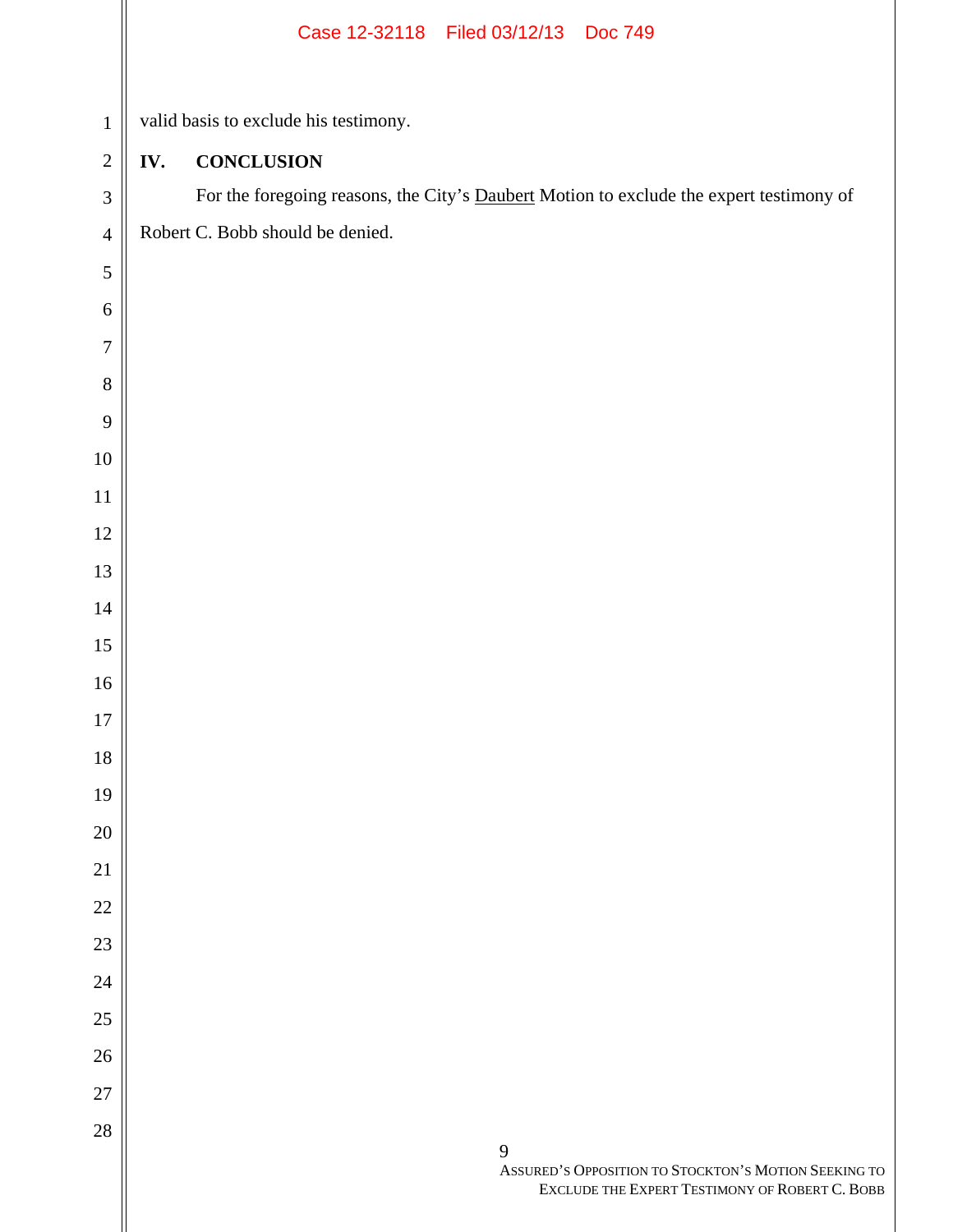valid basis to exclude his testimony.

## IV. CONCLUSION

For the foregoing reasons, the City's Daubert Motion to exclude the expert testimony of Robert C. Bobb should be denied.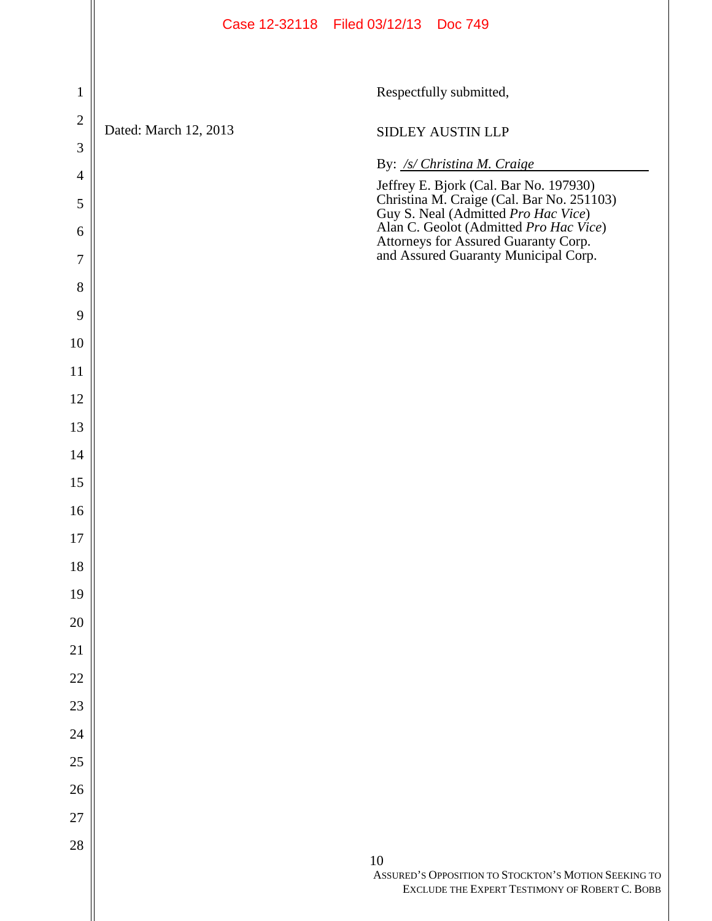Respectfully submitted,

Dated: March 12, 2013

SIDLEY AUSTIN LLP

By: */s/ Christina M. Craige*

Jeffrey E. Bjork (Cal. Bar No. 197930)
Christina M. Craige (Cal. Bar No. 251103)
Guy S. Neal (Admitted *Pro Hac Vice*)
Alan C. Geolot (Admitted *Pro Hac Vice*)
Attorneys for Assured Guaranty Corp.
and Assured Guaranty Municipal Corp.